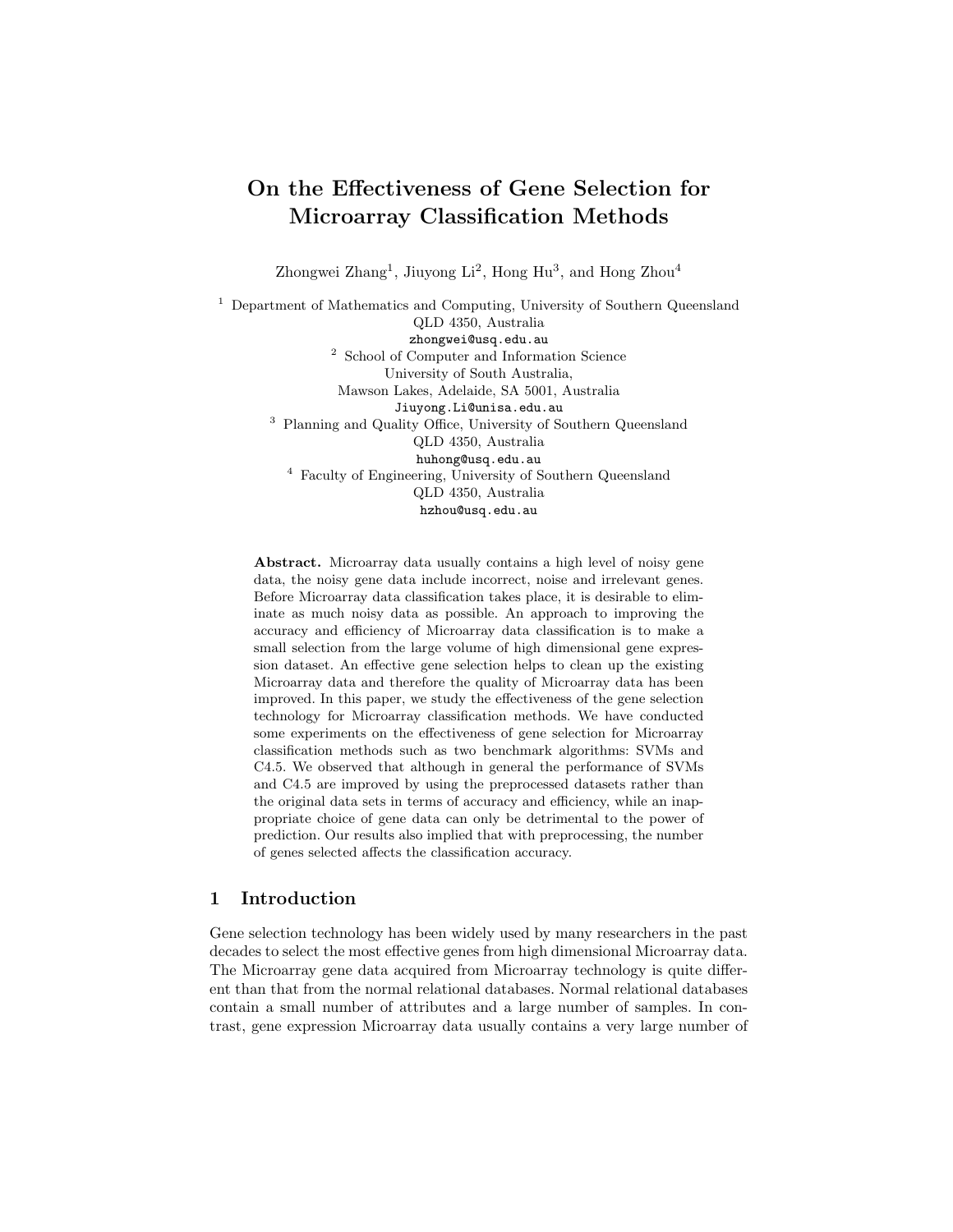# On the Effectiveness of Gene Selection for Microarray Classification Methods

Zhongwei Zhang[1], Jiuyong Li[2], Hong Hu[3], and Hong Zhou[4]

[1] Department of Mathematics and Computing, University of Southern Queensland
QLD 4350, Australia
zhongwei@usq.edu.au

[2] School of Computer and Information Science
University of South Australia,
Mawson Lakes, Adelaide, SA 5001, Australia
Jiuyong.Li@unisa.edu.au

[3] Planning and Quality Office, University of Southern Queensland
QLD 4350, Australia
huhong@usq.edu.au

[4] Faculty of Engineering, University of Southern Queensland
QLD 4350, Australia
hzhou@usq.edu.au

**Abstract.** Microarray data usually contains a high level of noisy gene data, the noisy gene data include incorrect, noise and irrelevant genes. Before Microarray data classification takes place, it is desirable to eliminate as much noisy data as possible. An approach to improving the accuracy and efficiency of Microarray data classification is to make a small selection from the large volume of high dimensional gene expression dataset. An effective gene selection helps to clean up the existing Microarray data and therefore the quality of Microarray data has been improved. In this paper, we study the effectiveness of the gene selection technology for Microarray classification methods. We have conducted some experiments on the effectiveness of gene selection for Microarray classification methods such as two benchmark algorithms: SVMs and C4.5. We observed that although in general the performance of SVMs and C4.5 are improved by using the preprocessed datasets rather than the original data sets in terms of accuracy and efficiency, while an inappropriate choice of gene data can only be detrimental to the power of prediction. Our results also implied that with preprocessing, the number of genes selected affects the classification accuracy.

## 1 Introduction

Gene selection technology has been widely used by many researchers in the past decades to select the most effective genes from high dimensional Microarray data. The Microarray gene data acquired from Microarray technology is quite different than that from the normal relational databases. Normal relational databases contain a small number of attributes and a large number of samples. In contrast, gene expression Microarray data usually contains a very large number of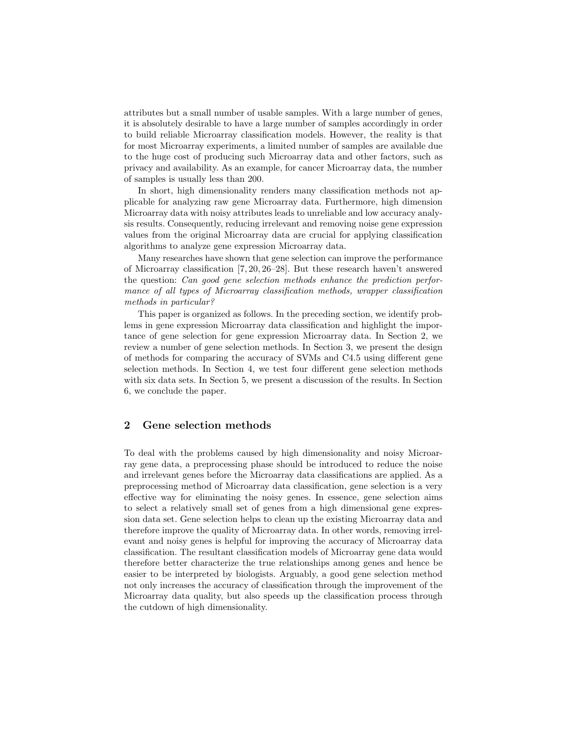attributes but a small number of usable samples. With a large number of genes, it is absolutely desirable to have a large number of samples accordingly in order to build reliable Microarray classification models. However, the reality is that for most Microarray experiments, a limited number of samples are available due to the huge cost of producing such Microarray data and other factors, such as privacy and availability. As an example, for cancer Microarray data, the number of samples is usually less than 200.

In short, high dimensionality renders many classification methods not applicable for analyzing raw gene Microarray data. Furthermore, high dimension Microarray data with noisy attributes leads to unreliable and low accuracy analysis results. Consequently, reducing irrelevant and removing noise gene expression values from the original Microarray data are crucial for applying classification algorithms to analyze gene expression Microarray data.

Many researches have shown that gene selection can improve the performance of Microarray classification [7, 20, 26–28]. But these research haven't answered the question: *Can good gene selection methods enhance the prediction performance of all types of Microarray classification methods, wrapper classification methods in particular?*

This paper is organized as follows. In the preceding section, we identify problems in gene expression Microarray data classification and highlight the importance of gene selection for gene expression Microarray data. In Section 2, we review a number of gene selection methods. In Section 3, we present the design of methods for comparing the accuracy of SVMs and C4.5 using different gene selection methods. In Section 4, we test four different gene selection methods with six data sets. In Section 5, we present a discussion of the results. In Section 6, we conclude the paper.

## 2 Gene selection methods

To deal with the problems caused by high dimensionality and noisy Microarray gene data, a preprocessing phase should be introduced to reduce the noise and irrelevant genes before the Microarray data classifications are applied. As a preprocessing method of Microarray data classification, gene selection is a very effective way for eliminating the noisy genes. In essence, gene selection aims to select a relatively small set of genes from a high dimensional gene expression data set. Gene selection helps to clean up the existing Microarray data and therefore improve the quality of Microarray data. In other words, removing irrelevant and noisy genes is helpful for improving the accuracy of Microarray data classification. The resultant classification models of Microarray gene data would therefore better characterize the true relationships among genes and hence be easier to be interpreted by biologists. Arguably, a good gene selection method not only increases the accuracy of classification through the improvement of the Microarray data quality, but also speeds up the classification process through the cutdown of high dimensionality.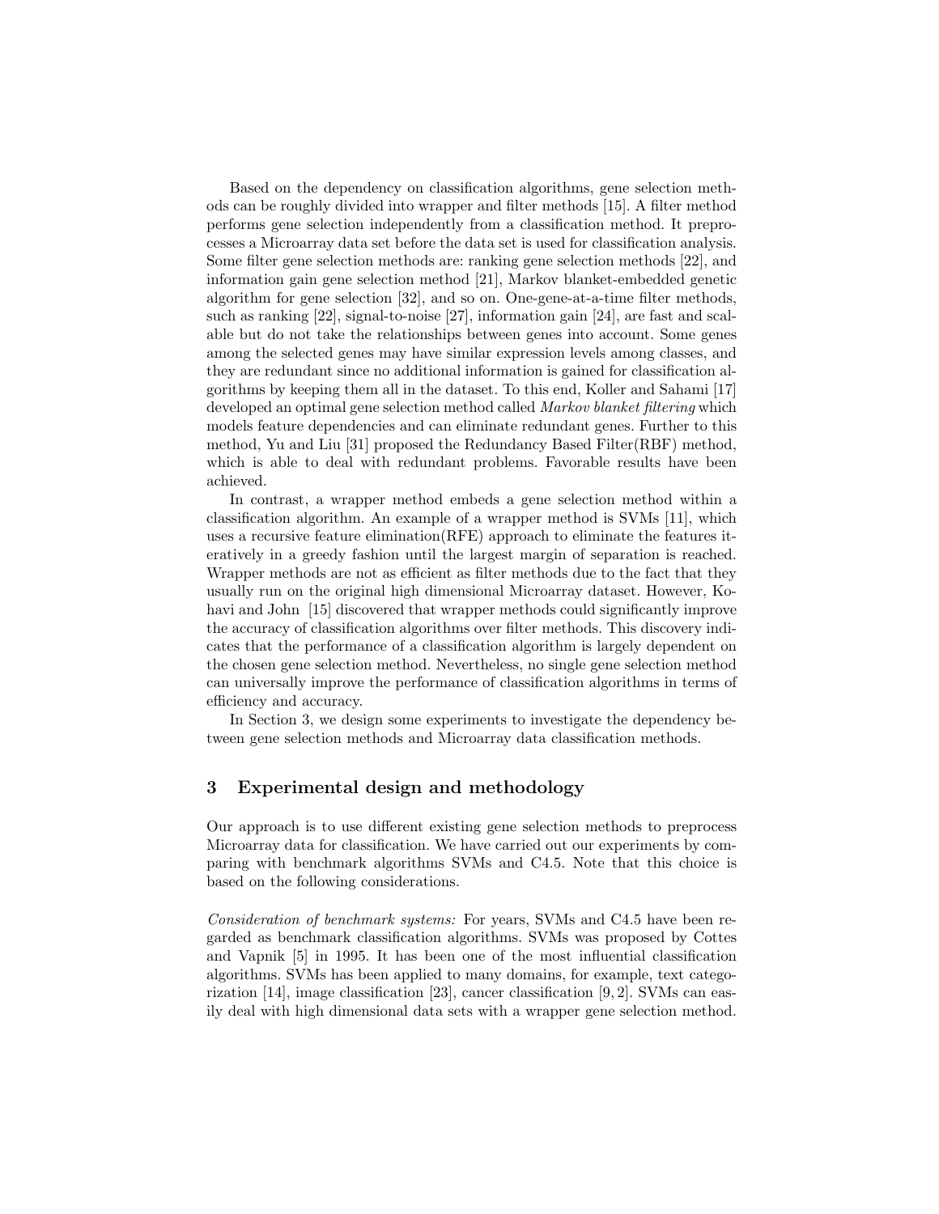Based on the dependency on classification algorithms, gene selection methods can be roughly divided into wrapper and filter methods [15]. A filter method performs gene selection independently from a classification method. It preprocesses a Microarray data set before the data set is used for classification analysis. Some filter gene selection methods are: ranking gene selection methods [22], and information gain gene selection method [21], Markov blanket-embedded genetic algorithm for gene selection [32], and so on. One-gene-at-a-time filter methods, such as ranking [22], signal-to-noise [27], information gain [24], are fast and scalable but do not take the relationships between genes into account. Some genes among the selected genes may have similar expression levels among classes, and they are redundant since no additional information is gained for classification algorithms by keeping them all in the dataset. To this end, Koller and Sahami [17] developed an optimal gene selection method called *Markov blanket filtering* which models feature dependencies and can eliminate redundant genes. Further to this method, Yu and Liu [31] proposed the Redundancy Based Filter(RBF) method, which is able to deal with redundant problems. Favorable results have been achieved.

In contrast, a wrapper method embeds a gene selection method within a classification algorithm. An example of a wrapper method is SVMs [11], which uses a recursive feature elimination(RFE) approach to eliminate the features iteratively in a greedy fashion until the largest margin of separation is reached. Wrapper methods are not as efficient as filter methods due to the fact that they usually run on the original high dimensional Microarray dataset. However, Kohavi and John [15] discovered that wrapper methods could significantly improve the accuracy of classification algorithms over filter methods. This discovery indicates that the performance of a classification algorithm is largely dependent on the chosen gene selection method. Nevertheless, no single gene selection method can universally improve the performance of classification algorithms in terms of efficiency and accuracy.

In Section 3, we design some experiments to investigate the dependency between gene selection methods and Microarray data classification methods.

## 3 Experimental design and methodology

Our approach is to use different existing gene selection methods to preprocess Microarray data for classification. We have carried out our experiments by comparing with benchmark algorithms SVMs and C4.5. Note that this choice is based on the following considerations.

*Consideration of benchmark systems:* For years, SVMs and C4.5 have been regarded as benchmark classification algorithms. SVMs was proposed by Cottes and Vapnik [5] in 1995. It has been one of the most influential classification algorithms. SVMs has been applied to many domains, for example, text categorization [14], image classification [23], cancer classification [9, 2]. SVMs can easily deal with high dimensional data sets with a wrapper gene selection method.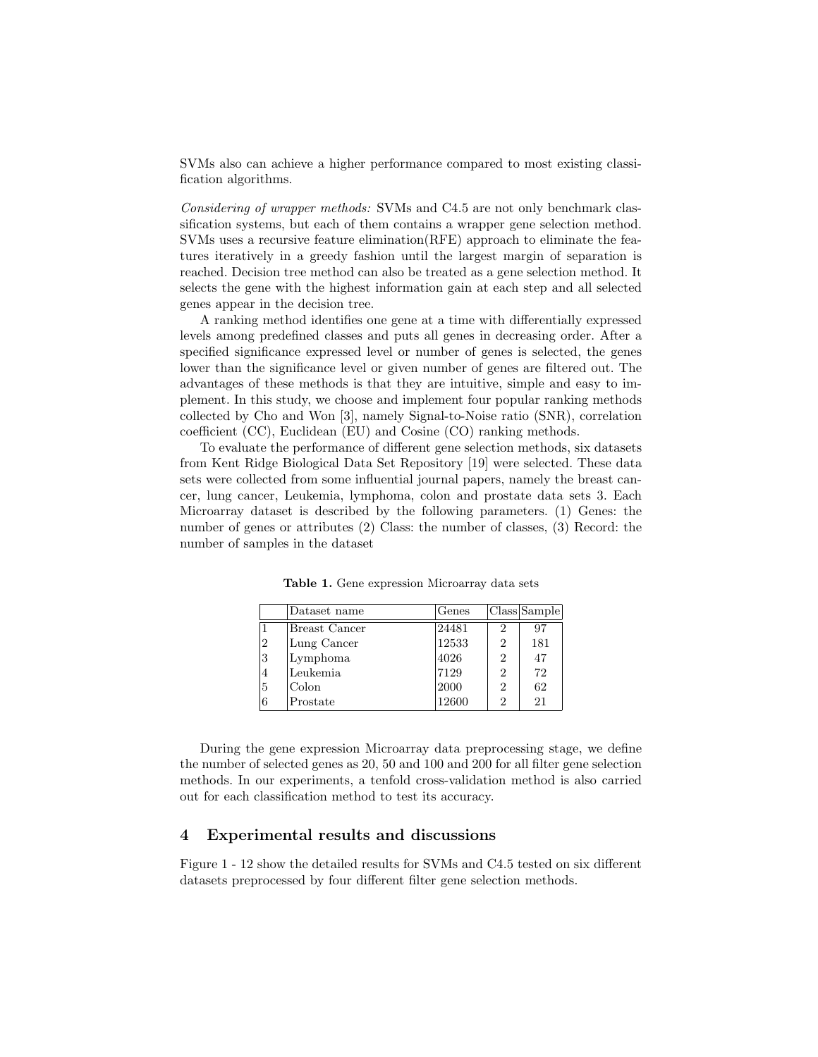SVMs also can achieve a higher performance compared to most existing classification algorithms.

*Considering of wrapper methods:* SVMs and C4.5 are not only benchmark classification systems, but each of them contains a wrapper gene selection method. SVMs uses a recursive feature elimination(RFE) approach to eliminate the features iteratively in a greedy fashion until the largest margin of separation is reached. Decision tree method can also be treated as a gene selection method. It selects the gene with the highest information gain at each step and all selected genes appear in the decision tree.

A ranking method identifies one gene at a time with differentially expressed levels among predefined classes and puts all genes in decreasing order. After a specified significance expressed level or number of genes is selected, the genes lower than the significance level or given number of genes are filtered out. The advantages of these methods is that they are intuitive, simple and easy to implement. In this study, we choose and implement four popular ranking methods collected by Cho and Won [3], namely Signal-to-Noise ratio (SNR), correlation coefficient (CC), Euclidean (EU) and Cosine (CO) ranking methods.

To evaluate the performance of different gene selection methods, six datasets from Kent Ridge Biological Data Set Repository [19] were selected. These data sets were collected from some influential journal papers, namely the breast cancer, lung cancer, Leukemia, lymphoma, colon and prostate data sets 3. Each Microarray dataset is described by the following parameters. (1) Genes: the number of genes or attributes (2) Class: the number of classes, (3) Record: the number of samples in the dataset

**Table 1.** Gene expression Microarray data sets

| | Dataset name | Genes | Class | Sample |
|---|---|---|---|---|
| 1 | Breast Cancer | 24481 | 2 | 97 |
| 2 | Lung Cancer | 12533 | 2 | 181 |
| 3 | Lymphoma | 4026 | 2 | 47 |
| 4 | Leukemia | 7129 | 2 | 72 |
| 5 | Colon | 2000 | 2 | 62 |
| 6 | Prostate | 12600 | 2 | 21 |

During the gene expression Microarray data preprocessing stage, we define the number of selected genes as 20, 50 and 100 and 200 for all filter gene selection methods. In our experiments, a tenfold cross-validation method is also carried out for each classification method to test its accuracy.

## 4 Experimental results and discussions

Figure 1 - 12 show the detailed results for SVMs and C4.5 tested on six different datasets preprocessed by four different filter gene selection methods.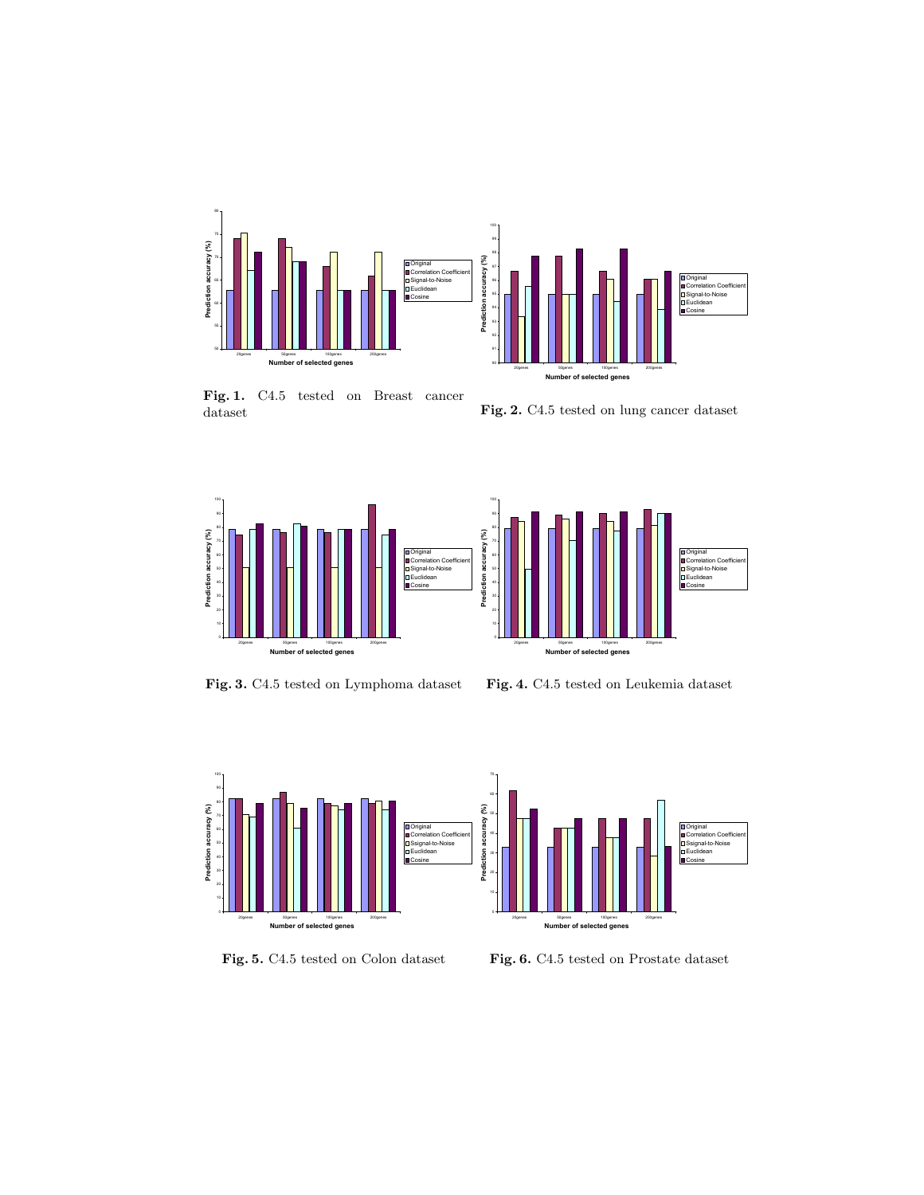**Fig. 1.** C4.5 tested on Breast cancer dataset

**Fig. 2.** C4.5 tested on lung cancer dataset

**Fig. 3.** C4.5 tested on Lymphoma dataset

**Fig. 4.** C4.5 tested on Leukemia dataset

**Fig. 5.** C4.5 tested on Colon dataset

**Fig. 6.** C4.5 tested on Prostate dataset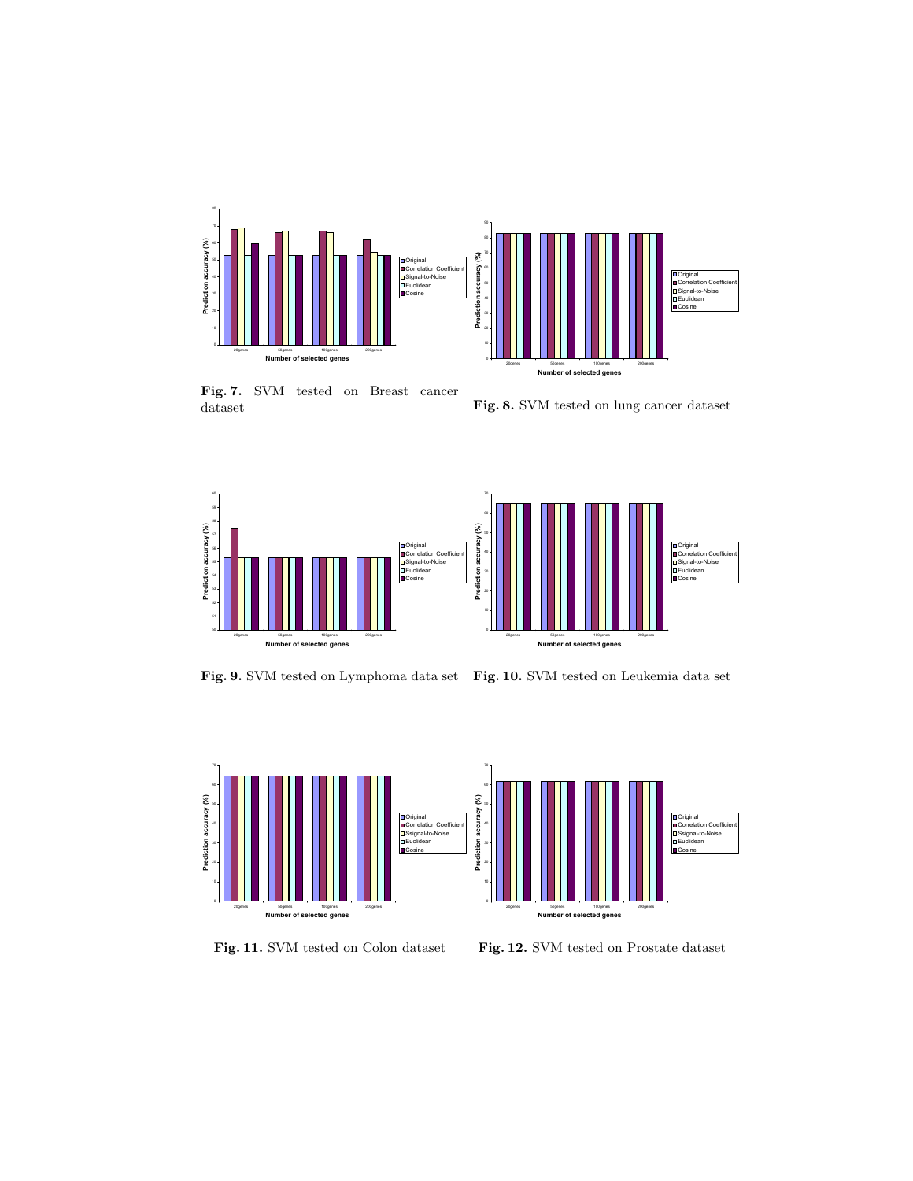**Fig. 7.** SVM tested on Breast cancer dataset

**Fig. 8.** SVM tested on lung cancer dataset

**Fig. 9.** SVM tested on Lymphoma data set

**Fig. 10.** SVM tested on Leukemia data set

**Fig. 11.** SVM tested on Colon dataset

**Fig. 12.** SVM tested on Prostate dataset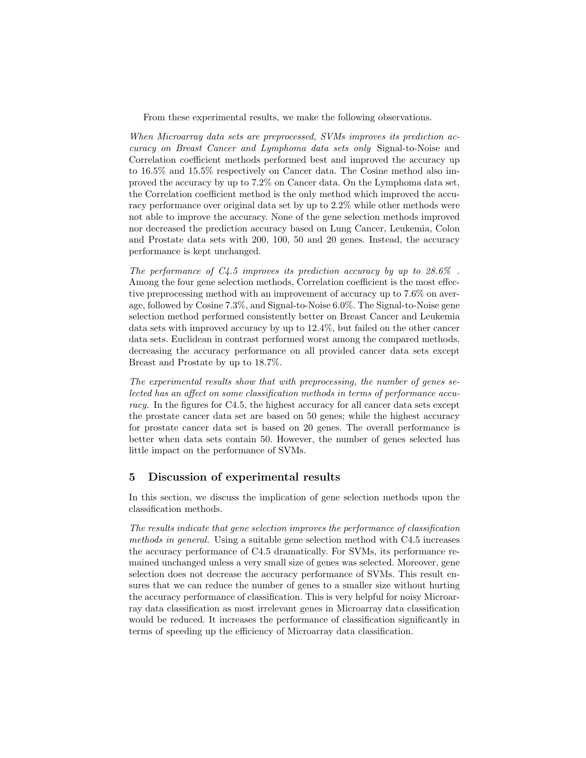From these experimental results, we make the following observations.

*When Microarray data sets are preprocessed, SVMs improves its prediction accuracy on Breast Cancer and Lymphoma data sets only* Signal-to-Noise and Correlation coefficient methods performed best and improved the accuracy up to 16.5% and 15.5% respectively on Cancer data. The Cosine method also improved the accuracy by up to 7.2% on Cancer data. On the Lymphoma data set, the Correlation coefficient method is the only method which improved the accuracy performance over original data set by up to 2.2% while other methods were not able to improve the accuracy. None of the gene selection methods improved nor decreased the prediction accuracy based on Lung Cancer, Leukemia, Colon and Prostate data sets with 200, 100, 50 and 20 genes. Instead, the accuracy performance is kept unchanged.

*The performance of C4.5 improves its prediction accuracy by up to 28.6% .* Among the four gene selection methods, Correlation coefficient is the most effective preprocessing method with an improvement of accuracy up to 7.6% on average, followed by Cosine 7.3%, and Signal-to-Noise 6.0%. The Signal-to-Noise gene selection method performed consistently better on Breast Cancer and Leukemia data sets with improved accuracy by up to 12.4%, but failed on the other cancer data sets. Euclidean in contrast performed worst among the compared methods, decreasing the accuracy performance on all provided cancer data sets except Breast and Prostate by up to 18.7%.

*The experimental results show that with preprocessing, the number of genes selected has an affect on some classification methods in terms of performance accuracy.* In the figures for C4.5, the highest accuracy for all cancer data sets except the prostate cancer data set are based on 50 genes; while the highest accuracy for prostate cancer data set is based on 20 genes. The overall performance is better when data sets contain 50. However, the number of genes selected has little impact on the performance of SVMs.

## 5 Discussion of experimental results

In this section, we discuss the implication of gene selection methods upon the classification methods.

*The results indicate that gene selection improves the performance of classification methods in general.* Using a suitable gene selection method with C4.5 increases the accuracy performance of C4.5 dramatically. For SVMs, its performance remained unchanged unless a very small size of genes was selected. Moreover, gene selection does not decrease the accuracy performance of SVMs. This result ensures that we can reduce the number of genes to a smaller size without hurting the accuracy performance of classification. This is very helpful for noisy Microarray data classification as most irrelevant genes in Microarray data classification would be reduced. It increases the performance of classification significantly in terms of speeding up the efficiency of Microarray data classification.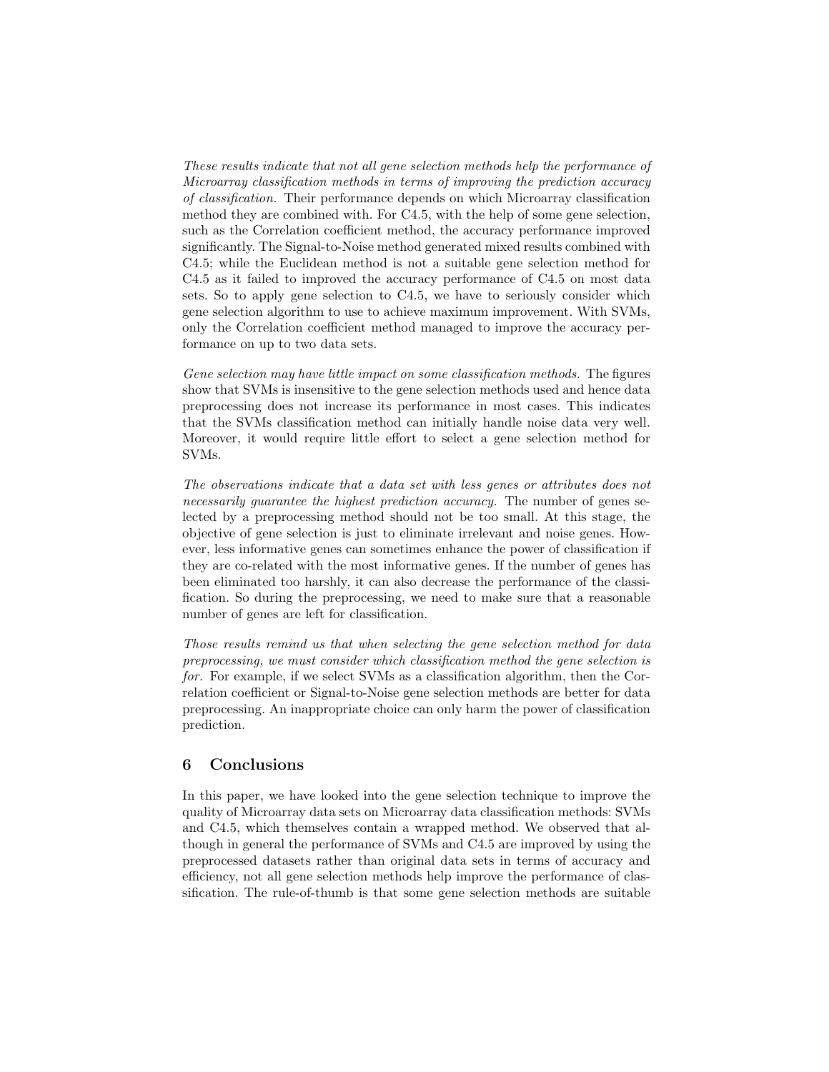*These results indicate that not all gene selection methods help the performance of Microarray classification methods in terms of improving the prediction accuracy of classification.* Their performance depends on which Microarray classification method they are combined with. For C4.5, with the help of some gene selection, such as the Correlation coefficient method, the accuracy performance improved significantly. The Signal-to-Noise method generated mixed results combined with C4.5; while the Euclidean method is not a suitable gene selection method for C4.5 as it failed to improved the accuracy performance of C4.5 on most data sets. So to apply gene selection to C4.5, we have to seriously consider which gene selection algorithm to use to achieve maximum improvement. With SVMs, only the Correlation coefficient method managed to improve the accuracy performance on up to two data sets.

*Gene selection may have little impact on some classification methods.* The figures show that SVMs is insensitive to the gene selection methods used and hence data preprocessing does not increase its performance in most cases. This indicates that the SVMs classification method can initially handle noise data very well. Moreover, it would require little effort to select a gene selection method for SVMs.

*The observations indicate that a data set with less genes or attributes does not necessarily guarantee the highest prediction accuracy.* The number of genes selected by a preprocessing method should not be too small. At this stage, the objective of gene selection is just to eliminate irrelevant and noise genes. However, less informative genes can sometimes enhance the power of classification if they are co-related with the most informative genes. If the number of genes has been eliminated too harshly, it can also decrease the performance of the classification. So during the preprocessing, we need to make sure that a reasonable number of genes are left for classification.

*Those results remind us that when selecting the gene selection method for data preprocessing, we must consider which classification method the gene selection is for.* For example, if we select SVMs as a classification algorithm, then the Correlation coefficient or Signal-to-Noise gene selection methods are better for data preprocessing. An inappropriate choice can only harm the power of classification prediction.

## 6 Conclusions

In this paper, we have looked into the gene selection technique to improve the quality of Microarray data sets on Microarray data classification methods: SVMs and C4.5, which themselves contain a wrapped method. We observed that although in general the performance of SVMs and C4.5 are improved by using the preprocessed datasets rather than original data sets in terms of accuracy and efficiency, not all gene selection methods help improve the performance of classification. The rule-of-thumb is that some gene selection methods are suitable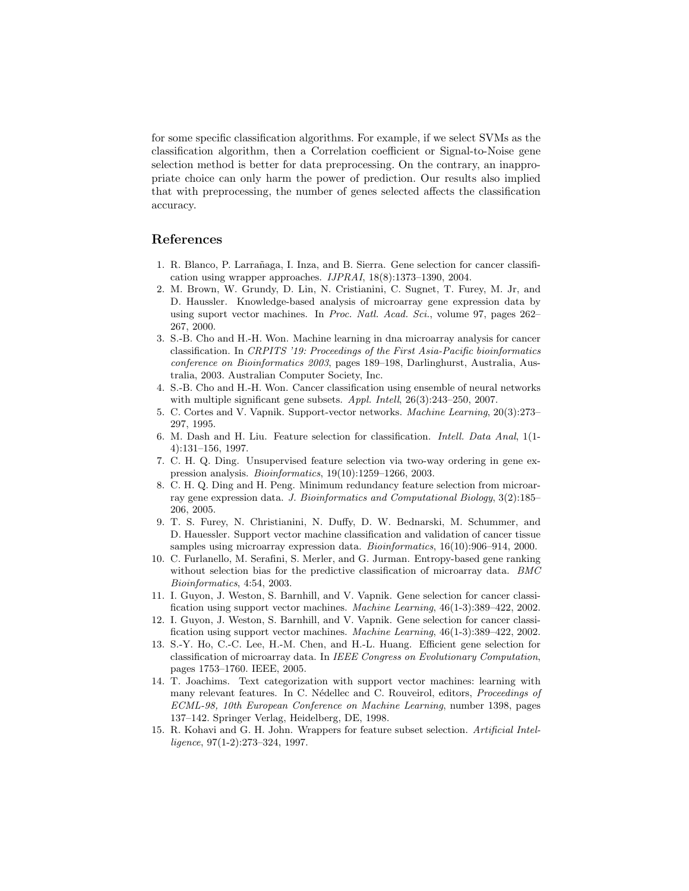for some specific classification algorithms. For example, if we select SVMs as the classification algorithm, then a Correlation coefficient or Signal-to-Noise gene selection method is better for data preprocessing. On the contrary, an inappropriate choice can only harm the power of prediction. Our results also implied that with preprocessing, the number of genes selected affects the classification accuracy.

## References

1. R. Blanco, P. Larrañaga, I. Inza, and B. Sierra. Gene selection for cancer classification using wrapper approaches. *IJPRAI*, 18(8):1373–1390, 2004.
2. M. Brown, W. Grundy, D. Lin, N. Cristianini, C. Sugnet, T. Furey, M. Jr, and D. Haussler. Knowledge-based analysis of microarray gene expression data by using suport vector machines. In *Proc. Natl. Acad. Sci.*, volume 97, pages 262–267, 2000.
3. S.-B. Cho and H.-H. Won. Machine learning in dna microarray analysis for cancer classification. In *CRPITS '19: Proceedings of the First Asia-Pacific bioinformatics conference on Bioinformatics 2003*, pages 189–198, Darlinghurst, Australia, Australia, 2003. Australian Computer Society, Inc.
4. S.-B. Cho and H.-H. Won. Cancer classification using ensemble of neural networks with multiple significant gene subsets. *Appl. Intell*, 26(3):243–250, 2007.
5. C. Cortes and V. Vapnik. Support-vector networks. *Machine Learning*, 20(3):273–297, 1995.
6. M. Dash and H. Liu. Feature selection for classification. *Intell. Data Anal*, 1(1-4):131–156, 1997.
7. C. H. Q. Ding. Unsupervised feature selection via two-way ordering in gene expression analysis. *Bioinformatics*, 19(10):1259–1266, 2003.
8. C. H. Q. Ding and H. Peng. Minimum redundancy feature selection from microarray gene expression data. *J. Bioinformatics and Computational Biology*, 3(2):185–206, 2005.
9. T. S. Furey, N. Christianini, N. Duffy, D. W. Bednarski, M. Schummer, and D. Hauessler. Support vector machine classification and validation of cancer tissue samples using microarray expression data. *Bioinformatics*, 16(10):906–914, 2000.
10. C. Furlanello, M. Serafini, S. Merler, and G. Jurman. Entropy-based gene ranking without selection bias for the predictive classification of microarray data. *BMC Bioinformatics*, 4:54, 2003.
11. I. Guyon, J. Weston, S. Barnhill, and V. Vapnik. Gene selection for cancer classification using support vector machines. *Machine Learning*, 46(1-3):389–422, 2002.
12. I. Guyon, J. Weston, S. Barnhill, and V. Vapnik. Gene selection for cancer classification using support vector machines. *Machine Learning*, 46(1-3):389–422, 2002.
13. S.-Y. Ho, C.-C. Lee, H.-M. Chen, and H.-L. Huang. Efficient gene selection for classification of microarray data. In *IEEE Congress on Evolutionary Computation*, pages 1753–1760. IEEE, 2005.
14. T. Joachims. Text categorization with support vector machines: learning with many relevant features. In C. Nédellec and C. Rouveirol, editors, *Proceedings of ECML-98, 10th European Conference on Machine Learning*, number 1398, pages 137–142. Springer Verlag, Heidelberg, DE, 1998.
15. R. Kohavi and G. H. John. Wrappers for feature subset selection. *Artificial Intelligence*, 97(1-2):273–324, 1997.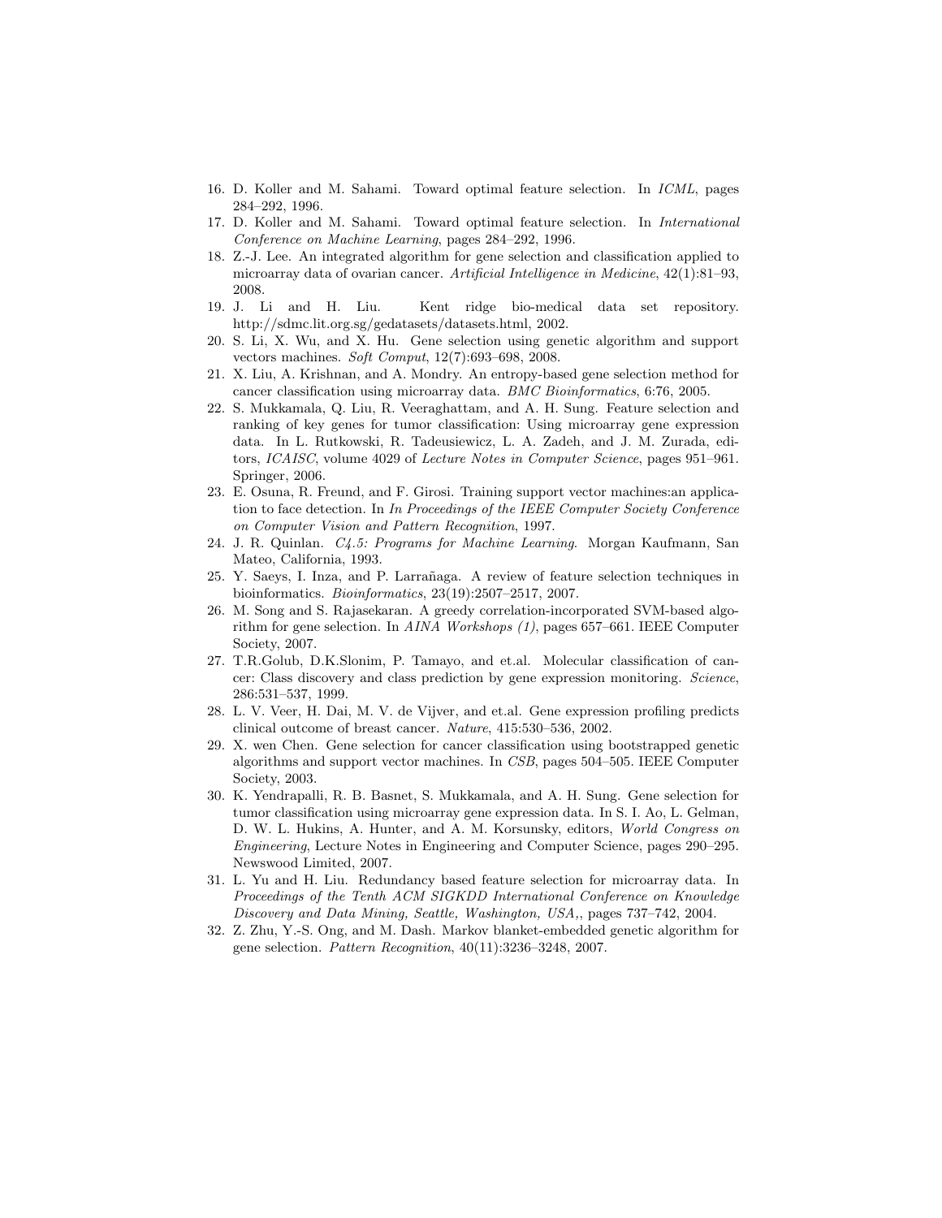16. D. Koller and M. Sahami. Toward optimal feature selection. In *ICML*, pages 284–292, 1996.
17. D. Koller and M. Sahami. Toward optimal feature selection. In *International Conference on Machine Learning*, pages 284–292, 1996.
18. Z.-J. Lee. An integrated algorithm for gene selection and classification applied to microarray data of ovarian cancer. *Artificial Intelligence in Medicine*, 42(1):81–93, 2008.
19. J. Li and H. Liu. Kent ridge bio-medical data set repository. http://sdmc.lit.org.sg/gedatasets/datasets.html, 2002.
20. S. Li, X. Wu, and X. Hu. Gene selection using genetic algorithm and support vectors machines. *Soft Comput*, 12(7):693–698, 2008.
21. X. Liu, A. Krishnan, and A. Mondry. An entropy-based gene selection method for cancer classification using microarray data. *BMC Bioinformatics*, 6:76, 2005.
22. S. Mukkamala, Q. Liu, R. Veeraghattam, and A. H. Sung. Feature selection and ranking of key genes for tumor classification: Using microarray gene expression data. In L. Rutkowski, R. Tadeusiewicz, L. A. Zadeh, and J. M. Zurada, editors, *ICAISC*, volume 4029 of *Lecture Notes in Computer Science*, pages 951–961. Springer, 2006.
23. E. Osuna, R. Freund, and F. Girosi. Training support vector machines:an application to face detection. In *In Proceedings of the IEEE Computer Society Conference on Computer Vision and Pattern Recognition*, 1997.
24. J. R. Quinlan. *C4.5: Programs for Machine Learning*. Morgan Kaufmann, San Mateo, California, 1993.
25. Y. Saeys, I. Inza, and P. Larrañaga. A review of feature selection techniques in bioinformatics. *Bioinformatics*, 23(19):2507–2517, 2007.
26. M. Song and S. Rajasekaran. A greedy correlation-incorporated SVM-based algorithm for gene selection. In *AINA Workshops (1)*, pages 657–661. IEEE Computer Society, 2007.
27. T.R.Golub, D.K.Slonim, P. Tamayo, and et.al. Molecular classification of cancer: Class discovery and class prediction by gene expression monitoring. *Science*, 286:531–537, 1999.
28. L. V. Veer, H. Dai, M. V. de Vijver, and et.al. Gene expression profiling predicts clinical outcome of breast cancer. *Nature*, 415:530–536, 2002.
29. X. wen Chen. Gene selection for cancer classification using bootstrapped genetic algorithms and support vector machines. In *CSB*, pages 504–505. IEEE Computer Society, 2003.
30. K. Yendrapalli, R. B. Basnet, S. Mukkamala, and A. H. Sung. Gene selection for tumor classification using microarray gene expression data. In S. I. Ao, L. Gelman, D. W. L. Hukins, A. Hunter, and A. M. Korsunsky, editors, *World Congress on Engineering*, Lecture Notes in Engineering and Computer Science, pages 290–295. Newswood Limited, 2007.
31. L. Yu and H. Liu. Redundancy based feature selection for microarray data. In *Proceedings of the Tenth ACM SIGKDD International Conference on Knowledge Discovery and Data Mining, Seattle, Washington, USA,*, pages 737–742, 2004.
32. Z. Zhu, Y.-S. Ong, and M. Dash. Markov blanket-embedded genetic algorithm for gene selection. *Pattern Recognition*, 40(11):3236–3248, 2007.